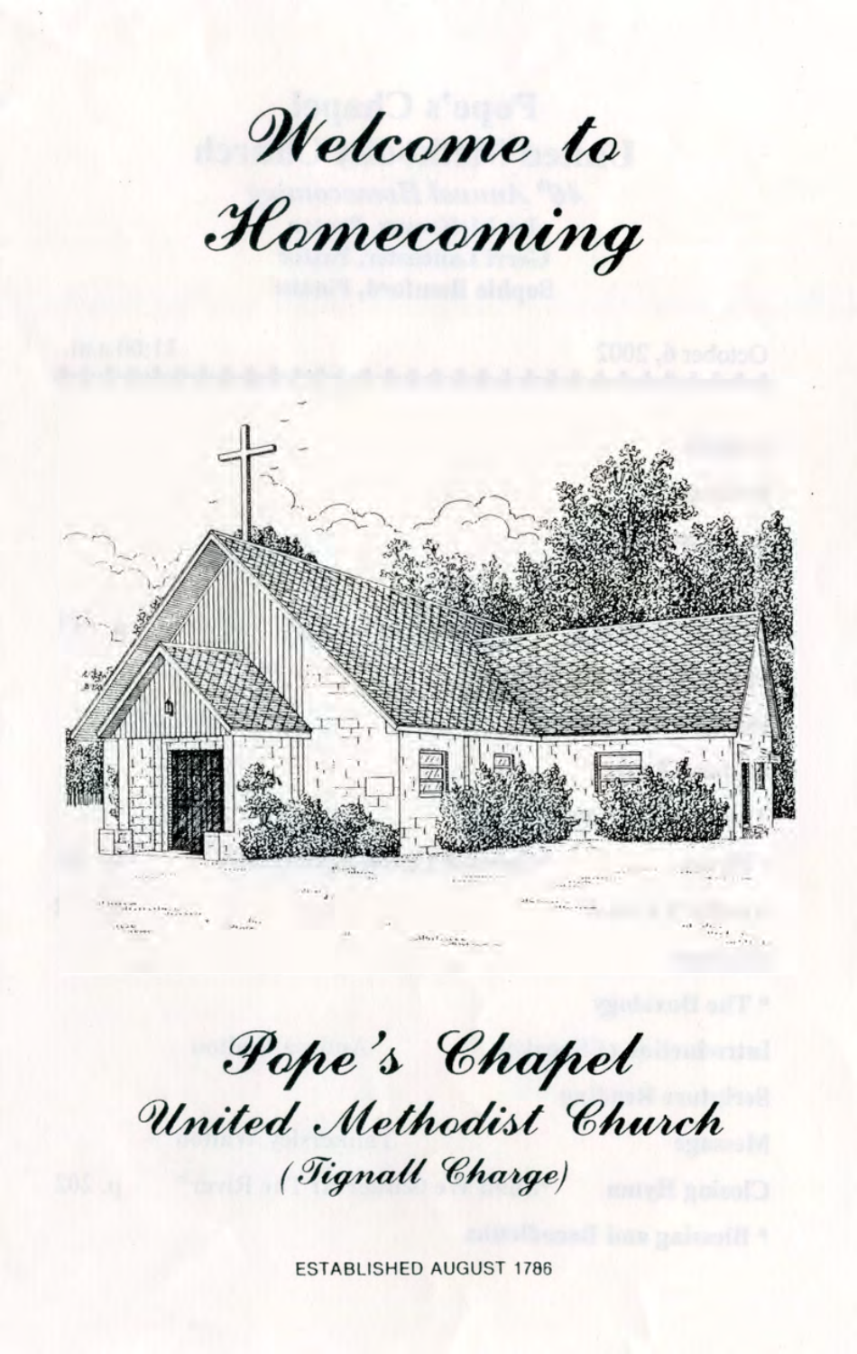# Welcome to Homecoming

## Pope's Chapel

### United Methodist Church

*(Tignall Charge)*

ESTABLISHED AUGUST 1786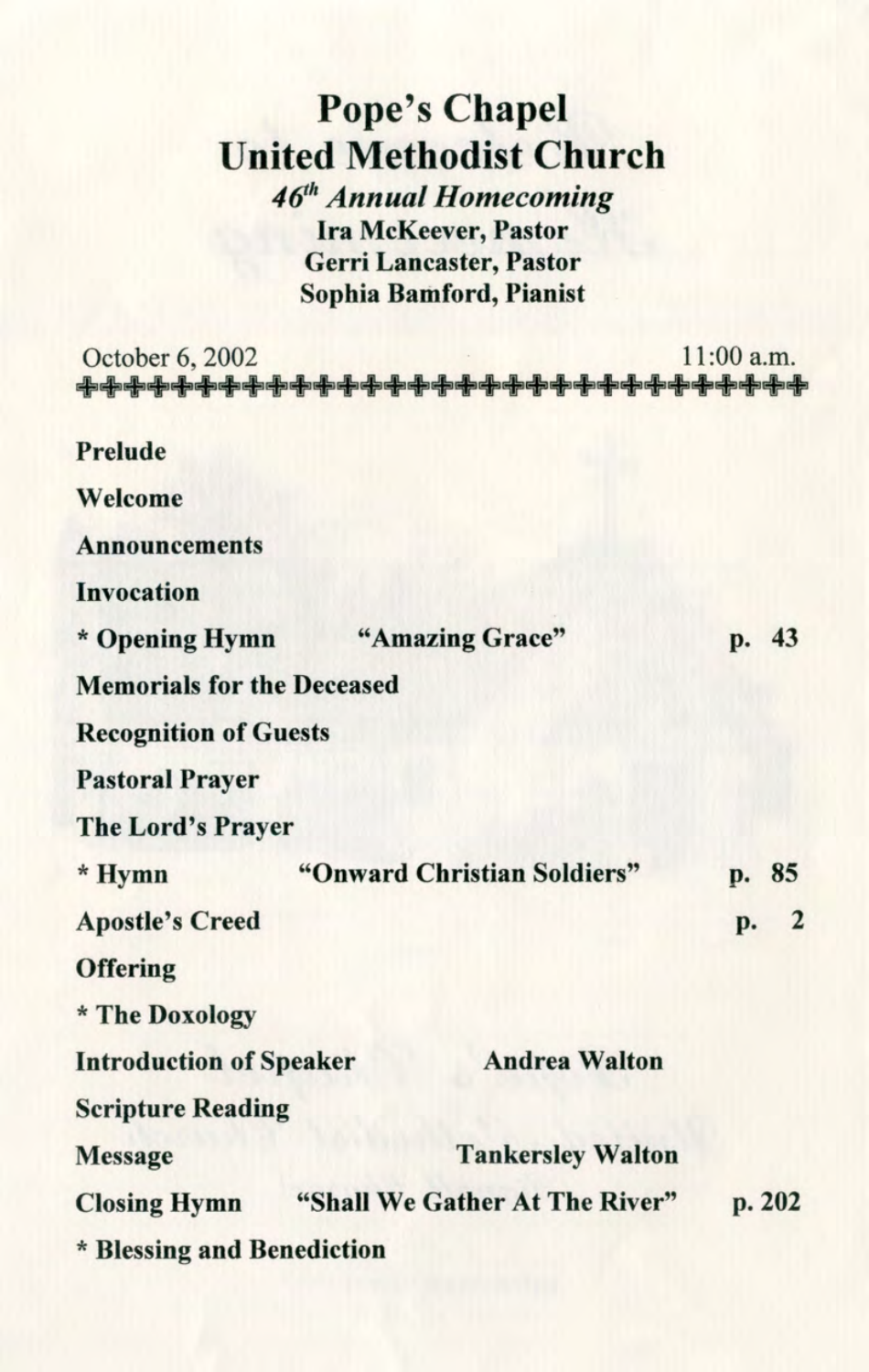# Pope's Chapel United Methodist Church

***46th Annual Homecoming***

**Ira McKeever, Pastor**
**Gerri Lancaster, Pastor**
**Sophia Bamford, Pianist**

October 6, 2002 11:00 a.m.

---

**Prelude**

**Welcome**

**Announcements**

**Invocation**

**\* Opening Hymn** **"Amazing Grace"** **p. 43**

**Memorials for the Deceased**

**Recognition of Guests**

**Pastoral Prayer**

**The Lord's Prayer**

**\* Hymn** **"Onward Christian Soldiers"** **p. 85**

**Apostle's Creed** **p. 2**

**Offering**

**\* The Doxology**

**Introduction of Speaker** **Andrea Walton**

**Scripture Reading**

**Message** **Tankersley Walton**

**Closing Hymn** **"Shall We Gather At The River"** **p. 202**

**\* Blessing and Benediction**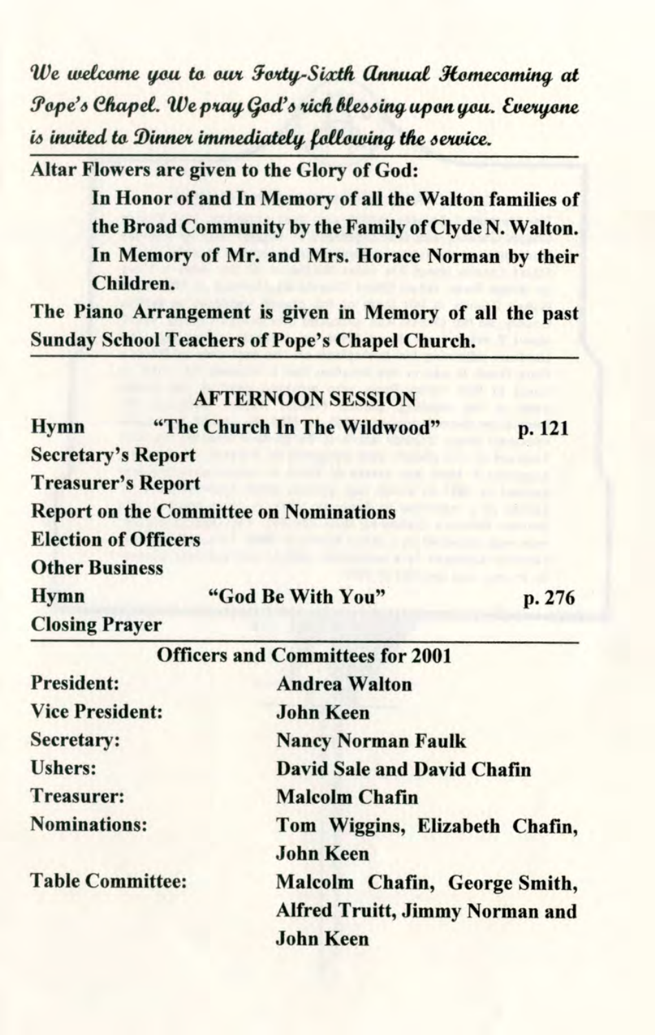*We welcome you to our Forty-Sixth Annual Homecoming at Pope's Chapel. We pray God's rich blessing upon you. Everyone is invited to Dinner immediately following the service.*

---

**Altar Flowers are given to the Glory of God:**

**In Honor of and In Memory of all the Walton families of the Broad Community by the Family of Clyde N. Walton.**

**In Memory of Mr. and Mrs. Horace Norman by their Children.**

**The Piano Arrangement is given in Memory of all the past Sunday School Teachers of Pope's Chapel Church.**

---

## AFTERNOON SESSION

**Hymn** — **"The Church In The Wildwood"** — **p. 121**

**Secretary's Report**

**Treasurer's Report**

**Report on the Committee on Nominations**

**Election of Officers**

**Other Business**

**Hymn** — **"God Be With You"** — **p. 276**

**Closing Prayer**

---

### Officers and Committees for 2001

| | |
|---|---|
| **President:** | **Andrea Walton** |
| **Vice President:** | **John Keen** |
| **Secretary:** | **Nancy Norman Faulk** |
| **Ushers:** | **David Sale and David Chafin** |
| **Treasurer:** | **Malcolm Chafin** |
| **Nominations:** | **Tom Wiggins, Elizabeth Chafin, John Keen** |
| **Table Committee:** | **Malcolm Chafin, George Smith, Alfred Truitt, Jimmy Norman and John Keen** |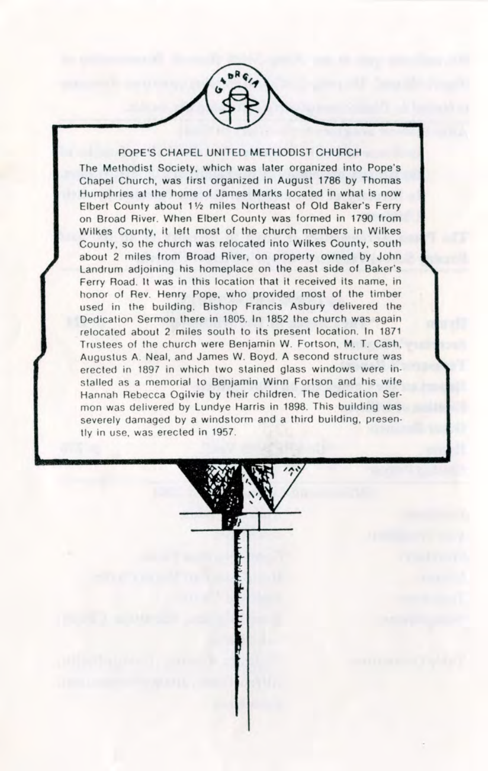## POPE'S CHAPEL UNITED METHODIST CHURCH

The Methodist Society, which was later organized into Pope's Chapel Church, was first organized in August 1786 by Thomas Humphries at the home of James Marks located in what is now Elbert County about 1½ miles Northeast of Old Baker's Ferry on Broad River. When Elbert County was formed in 1790 from Wilkes County, it left most of the church members in Wilkes County, so the church was relocated into Wilkes County, south about 2 miles from Broad River, on property owned by John Landrum adjoining his homeplace on the east side of Baker's Ferry Road. It was in this location that it received its name, in honor of Rev. Henry Pope, who provided most of the timber used in the building. Bishop Francis Asbury delivered the Dedication Sermon there in 1805. In 1852 the church was again relocated about 2 miles south to its present location. In 1871 Trustees of the church were Benjamin W. Fortson, M. T. Cash, Augustus A. Neal, and James W. Boyd. A second structure was erected in 1897 in which two stained glass windows were installed as a memorial to Benjamin Winn Fortson and his wife Hannah Rebecca Ogilvie by their children. The Dedication Sermon was delivered by Lundye Harris in 1898. This building was severely damaged by a windstorm and a third building, presently in use, was erected in 1957.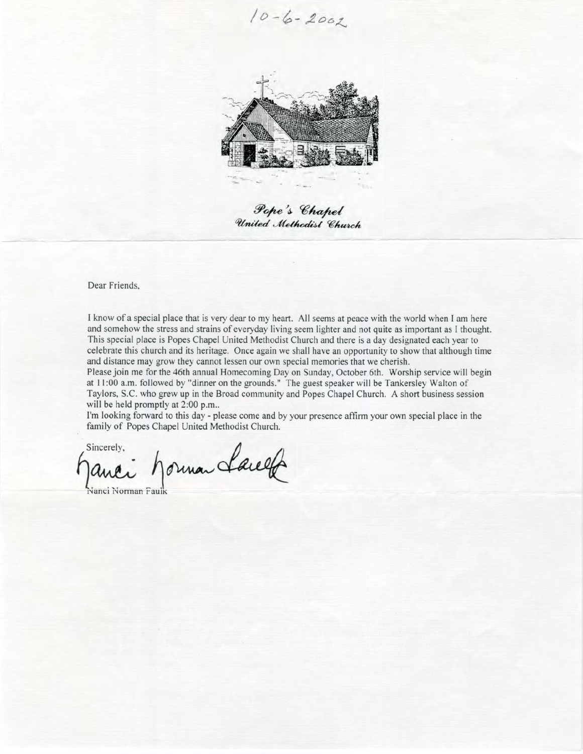10-6-2002

*Pope's Chapel*
*United Methodist Church*

Dear Friends,

I know of a special place that is very dear to my heart. All seems at peace with the world when I am here and somehow the stress and strains of everyday living seem lighter and not quite as important as I thought. This special place is Popes Chapel United Methodist Church and there is a day designated each year to celebrate this church and its heritage. Once again we shall have an opportunity to show that although time and distance may grow they cannot lessen our own special memories that we cherish.

Please join me for the 46th annual Homecoming Day on Sunday, October 6th. Worship service will begin at 11:00 a.m. followed by "dinner on the grounds." The guest speaker will be Tankersley Walton of Taylors, S.C. who grew up in the Broad community and Popes Chapel Church. A short business session will be held promptly at 2:00 p.m..

I'm looking forward to this day - please come and by your presence affirm your own special place in the family of Popes Chapel United Methodist Church.

Sincerely,

Nanci Norman Faulk

Nanci Norman Faulk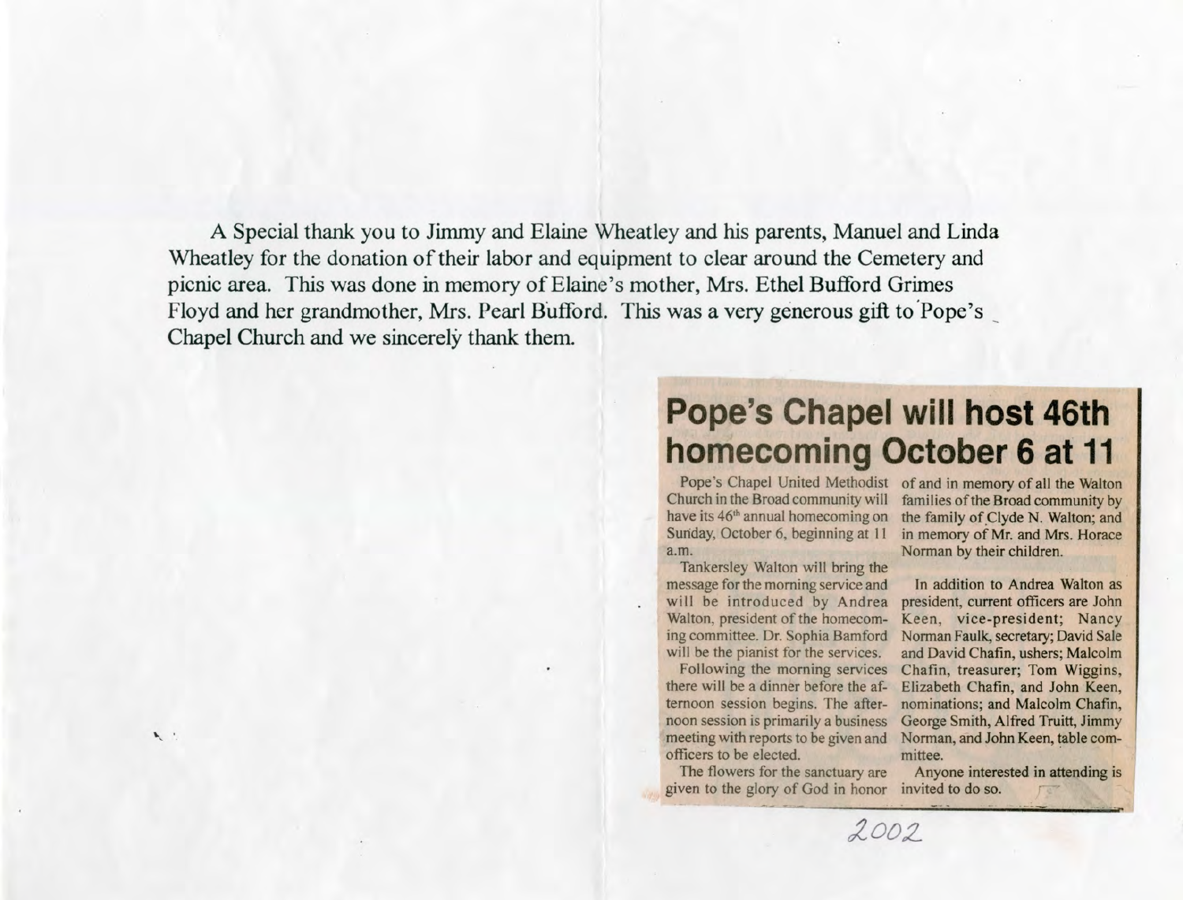A Special thank you to Jimmy and Elaine Wheatley and his parents, Manuel and Linda Wheatley for the donation of their labor and equipment to clear around the Cemetery and picnic area. This was done in memory of Elaine's mother, Mrs. Ethel Bufford Grimes Floyd and her grandmother, Mrs. Pearl Bufford. This was a very generous gift to Pope's Chapel Church and we sincerely thank them.

# Pope's Chapel will host 46th homecoming October 6 at 11

Pope's Chapel United Methodist Church in the Broad community will have its 46th annual homecoming on Sunday, October 6, beginning at 11 a.m.

Tankersley Walton will bring the message for the morning service and will be introduced by Andrea Walton, president of the homecoming committee. Dr. Sophia Bamford will be the pianist for the services.

Following the morning services there will be a dinner before the afternoon session begins. The afternoon session is primarily a business meeting with reports to be given and officers to be elected.

The flowers for the sanctuary are given to the glory of God in honor of and in memory of all the Walton families of the Broad community by the family of Clyde N. Walton; and in memory of Mr. and Mrs. Horace Norman by their children.

In addition to Andrea Walton as president, current officers are John Keen, vice-president; Nancy Norman Faulk, secretary; David Sale and David Chafin, ushers; Malcolm Chafin, treasurer; Tom Wiggins, Elizabeth Chafin, and John Keen, nominations; and Malcolm Chafin, George Smith, Alfred Truitt, Jimmy Norman, and John Keen, table committee.

Anyone interested in attending is invited to do so.

2002